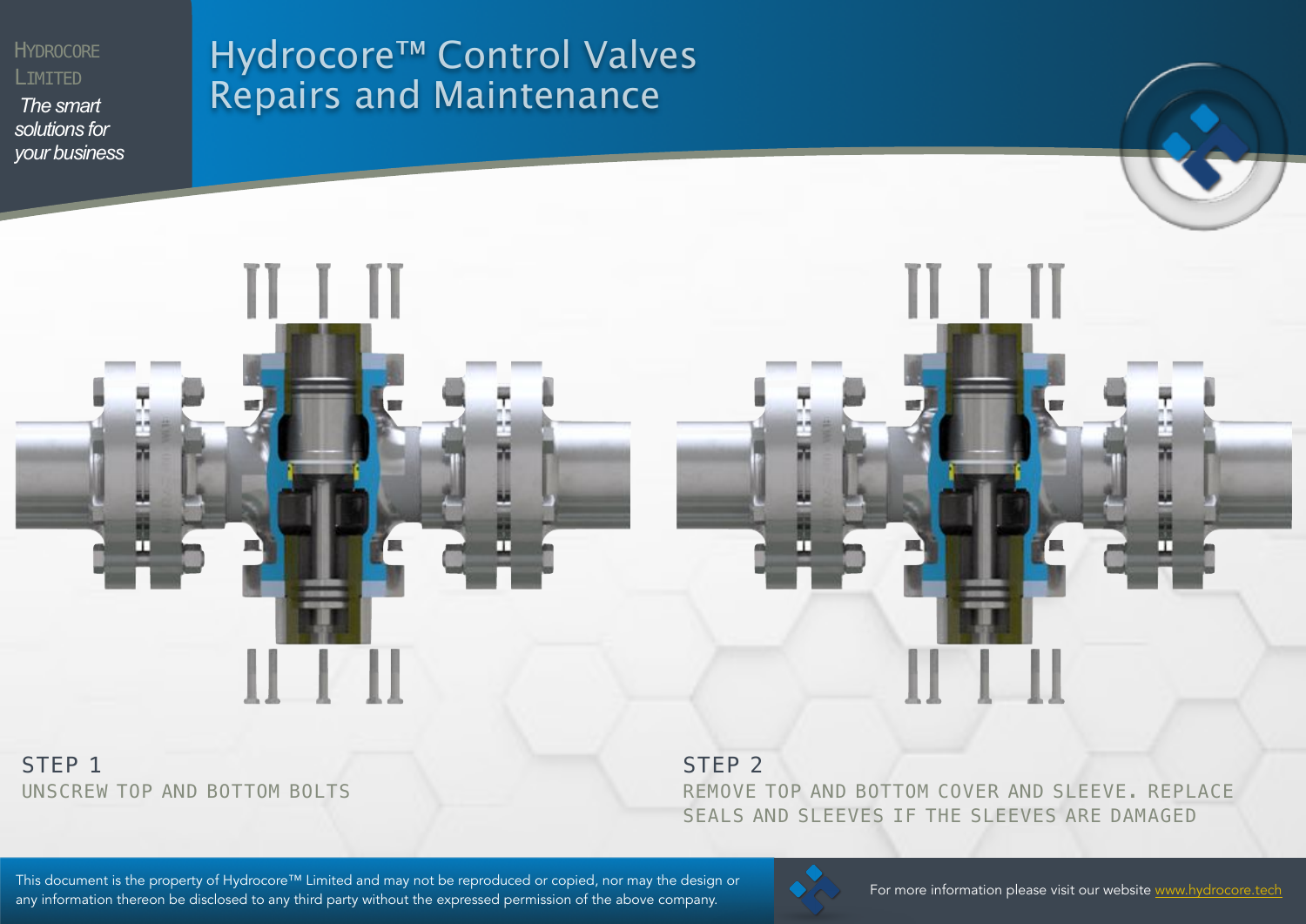HYDROCORE LIMITED

*The smart solutions for your business*

# Hydrocore™ Control Valves Repairs and Maintenance

STEP 1

UNSCREW TOP AND BOTTOM BOLTS

STEP 2

REMOVE TOP AND BOTTOM COVER AND SLEEVE. REPLACE SEALS AND SLEEVES IF THE SLEEVES ARE DAMAGED

This document is the property of Hydrocore™ Limited and may not be reproduced or copied, nor may the design or any information thereon be disclosed to any third party without the expressed permission of the above company.

For more information please visit our website [www.hydrocore.tech](www.hydrocore.tech)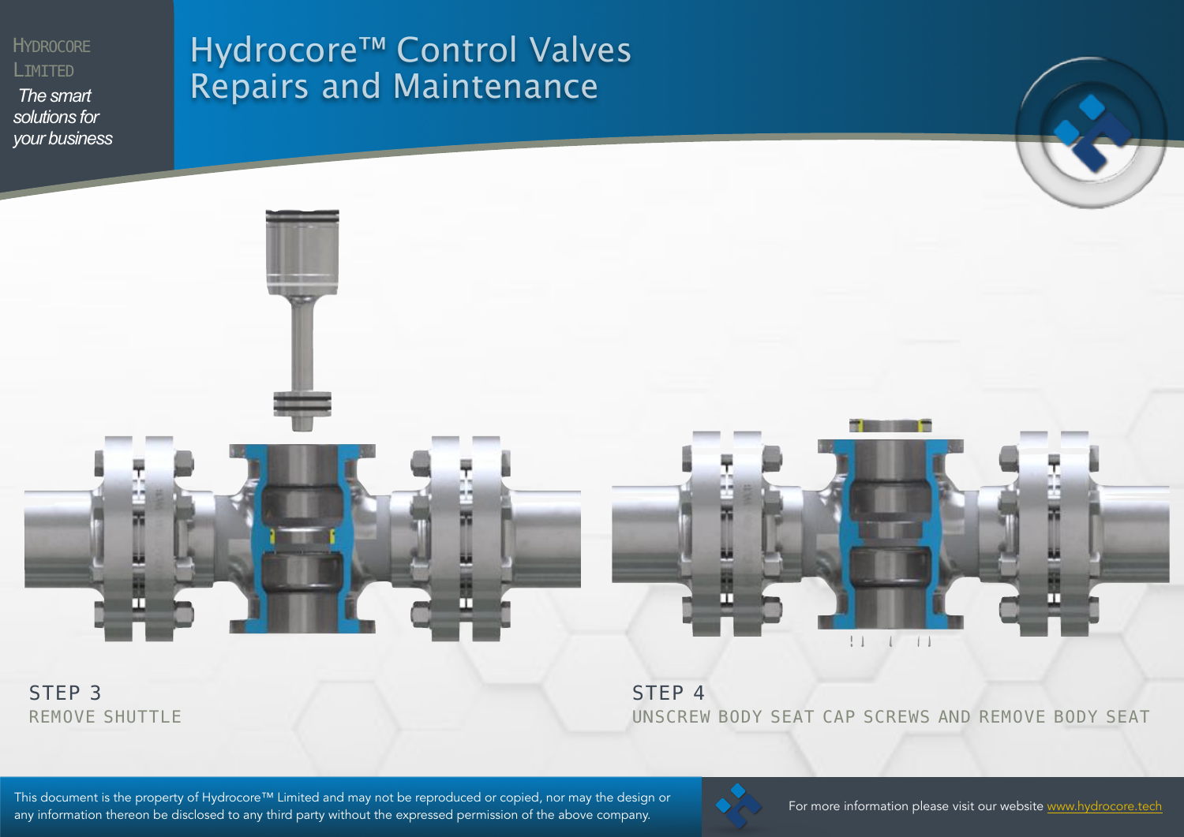HYDROCORE LIMITED

*The smart solutions for your business*

# Hydrocore™ Control Valves Repairs and Maintenance

## STEP 3

REMOVE SHUTTLE

## STEP 4

UNSCREW BODY SEAT CAP SCREWS AND REMOVE BODY SEAT

This document is the property of Hydrocore™ Limited and may not be reproduced or copied, nor may the design or any information thereon be disclosed to any third party without the expressed permission of the above company.

For more information please visit our website [www.hydrocore.tech](www.hydrocore.tech)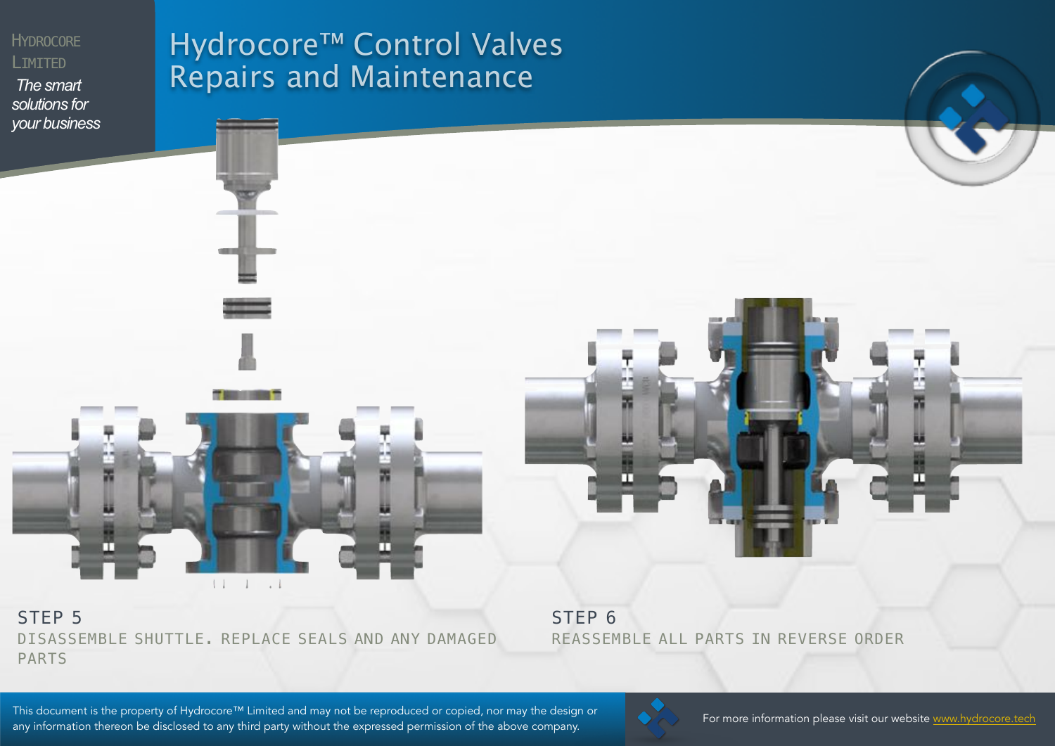HYDROCORE LIMITED

*The smart solutions for your business*

# Hydrocore™ Control Valves Repairs and Maintenance

STEP 5

DISASSEMBLE SHUTTLE. REPLACE SEALS AND ANY DAMAGED PARTS

STEP 6

REASSEMBLE ALL PARTS IN REVERSE ORDER

This document is the property of Hydrocore™ Limited and may not be reproduced or copied, nor may the design or any information thereon be disclosed to any third party without the expressed permission of the above company.

For more information please visit our website www.hydrocore.tech